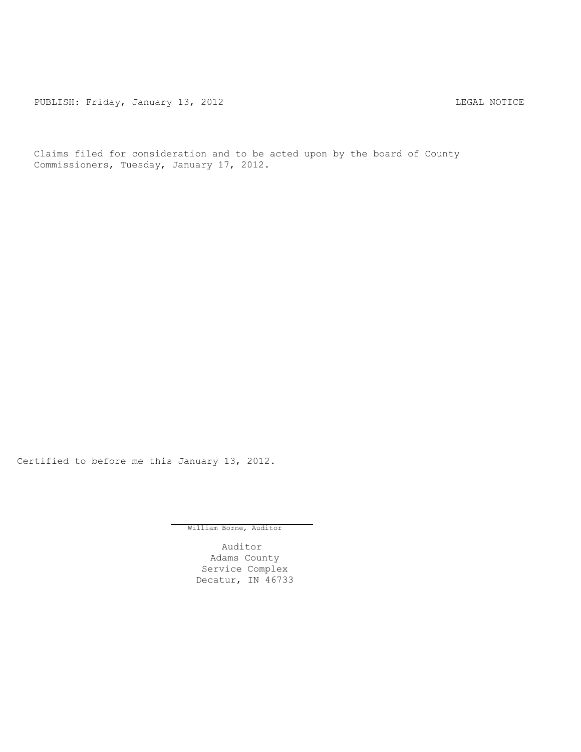PUBLISH: Friday, January 13, 2012 LEGAL NOTICE

Claims filed for consideration and to be acted upon by the board of County Commissioners, Tuesday, January 17, 2012.

Certified to before me this January 13, 2012.

William Borne, Auditor

Auditor
Adams County
Service Complex
Decatur, IN 46733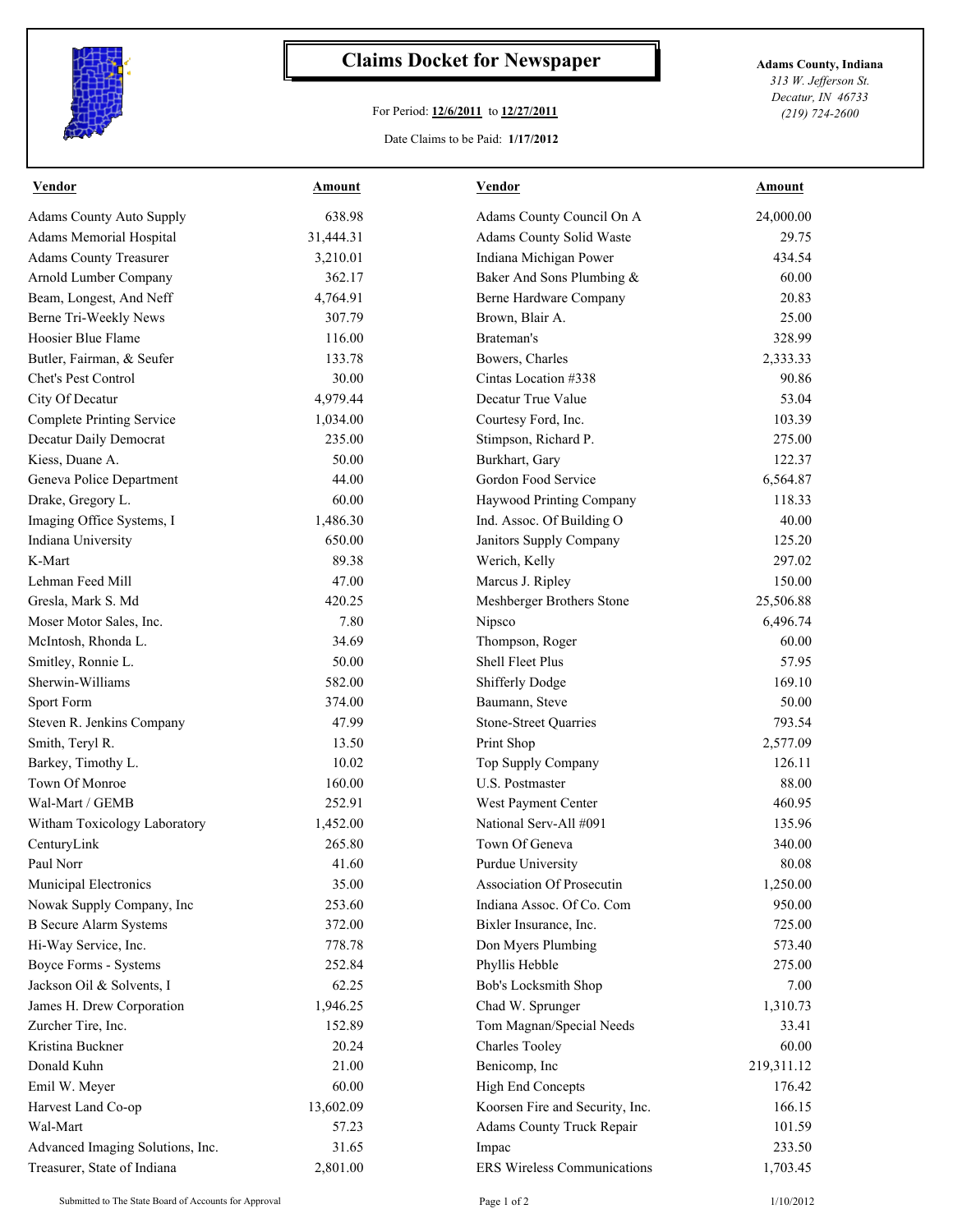# Claims Docket for Newspaper

For Period: **12/6/2011** to **12/27/2011**

Date Claims to be Paid: **1/17/2012**

**Adams County, Indiana**
*313 W. Jefferson St.*
*Decatur, IN 46733*
*(219) 724-2600*

| Vendor | Amount | Vendor | Amount |
|---|---|---|---|
| Adams County Auto Supply | 638.98 | Adams County Council On A | 24,000.00 |
| Adams Memorial Hospital | 31,444.31 | Adams County Solid Waste | 29.75 |
| Adams County Treasurer | 3,210.01 | Indiana Michigan Power | 434.54 |
| Arnold Lumber Company | 362.17 | Baker And Sons Plumbing & | 60.00 |
| Beam, Longest, And Neff | 4,764.91 | Berne Hardware Company | 20.83 |
| Berne Tri-Weekly News | 307.79 | Brown, Blair A. | 25.00 |
| Hoosier Blue Flame | 116.00 | Brateman's | 328.99 |
| Butler, Fairman, & Seufer | 133.78 | Bowers, Charles | 2,333.33 |
| Chet's Pest Control | 30.00 | Cintas Location #338 | 90.86 |
| City Of Decatur | 4,979.44 | Decatur True Value | 53.04 |
| Complete Printing Service | 1,034.00 | Courtesy Ford, Inc. | 103.39 |
| Decatur Daily Democrat | 235.00 | Stimpson, Richard P. | 275.00 |
| Kiess, Duane A. | 50.00 | Burkhart, Gary | 122.37 |
| Geneva Police Department | 44.00 | Gordon Food Service | 6,564.87 |
| Drake, Gregory L. | 60.00 | Haywood Printing Company | 118.33 |
| Imaging Office Systems, I | 1,486.30 | Ind. Assoc. Of Building O | 40.00 |
| Indiana University | 650.00 | Janitors Supply Company | 125.20 |
| K-Mart | 89.38 | Werich, Kelly | 297.02 |
| Lehman Feed Mill | 47.00 | Marcus J. Ripley | 150.00 |
| Gresla, Mark S. Md | 420.25 | Meshberger Brothers Stone | 25,506.88 |
| Moser Motor Sales, Inc. | 7.80 | Nipsco | 6,496.74 |
| McIntosh, Rhonda L. | 34.69 | Thompson, Roger | 60.00 |
| Smitley, Ronnie L. | 50.00 | Shell Fleet Plus | 57.95 |
| Sherwin-Williams | 582.00 | Shifferly Dodge | 169.10 |
| Sport Form | 374.00 | Baumann, Steve | 50.00 |
| Steven R. Jenkins Company | 47.99 | Stone-Street Quarries | 793.54 |
| Smith, Teryl R. | 13.50 | Print Shop | 2,577.09 |
| Barkey, Timothy L. | 10.02 | Top Supply Company | 126.11 |
| Town Of Monroe | 160.00 | U.S. Postmaster | 88.00 |
| Wal-Mart / GEMB | 252.91 | West Payment Center | 460.95 |
| Witham Toxicology Laboratory | 1,452.00 | National Serv-All #091 | 135.96 |
| CenturyLink | 265.80 | Town Of Geneva | 340.00 |
| Paul Norr | 41.60 | Purdue University | 80.08 |
| Municipal Electronics | 35.00 | Association Of Prosecutin | 1,250.00 |
| Nowak Supply Company, Inc | 253.60 | Indiana Assoc. Of Co. Com | 950.00 |
| B Secure Alarm Systems | 372.00 | Bixler Insurance, Inc. | 725.00 |
| Hi-Way Service, Inc. | 778.78 | Don Myers Plumbing | 573.40 |
| Boyce Forms - Systems | 252.84 | Phyllis Hebble | 275.00 |
| Jackson Oil & Solvents, I | 62.25 | Bob's Locksmith Shop | 7.00 |
| James H. Drew Corporation | 1,946.25 | Chad W. Sprunger | 1,310.73 |
| Zurcher Tire, Inc. | 152.89 | Tom Magnan/Special Needs | 33.41 |
| Kristina Buckner | 20.24 | Charles Tooley | 60.00 |
| Donald Kuhn | 21.00 | Benicomp, Inc | 219,311.12 |
| Emil W. Meyer | 60.00 | High End Concepts | 176.42 |
| Harvest Land Co-op | 13,602.09 | Koorsen Fire and Security, Inc. | 166.15 |
| Wal-Mart | 57.23 | Adams County Truck Repair | 101.59 |
| Advanced Imaging Solutions, Inc. | 31.65 | Impac | 233.50 |
| Treasurer, State of Indiana | 2,801.00 | ERS Wireless Communications | 1,703.45 |

Submitted to The State Board of Accounts for Approval 1/10/2012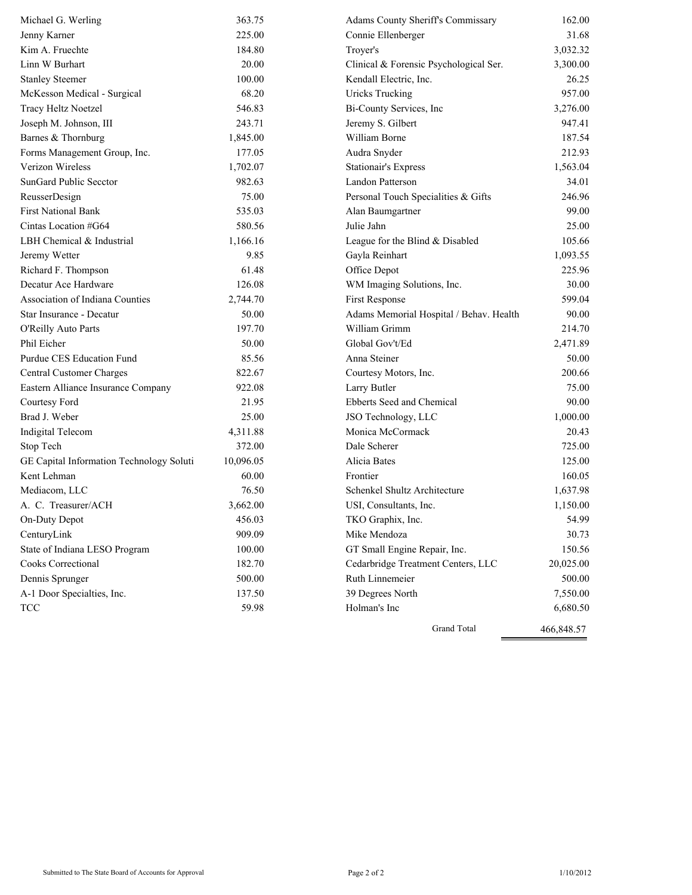| | |
|---|---|
| Michael G. Werling | 363.75 |
| Jenny Karner | 225.00 |
| Kim A. Fruechte | 184.80 |
| Linn W Burhart | 20.00 |
| Stanley Steemer | 100.00 |
| McKesson Medical - Surgical | 68.20 |
| Tracy Heltz Noetzel | 546.83 |
| Joseph M. Johnson, III | 243.71 |
| Barnes & Thornburg | 1,845.00 |
| Forms Management Group, Inc. | 177.05 |
| Verizon Wireless | 1,702.07 |
| SunGard Public Secctor | 982.63 |
| ReusserDesign | 75.00 |
| First National Bank | 535.03 |
| Cintas Location #G64 | 580.56 |
| LBH Chemical & Industrial | 1,166.16 |
| Jeremy Wetter | 9.85 |
| Richard F. Thompson | 61.48 |
| Decatur Ace Hardware | 126.08 |
| Association of Indiana Counties | 2,744.70 |
| Star Insurance - Decatur | 50.00 |
| O'Reilly Auto Parts | 197.70 |
| Phil Eicher | 50.00 |
| Purdue CES Education Fund | 85.56 |
| Central Customer Charges | 822.67 |
| Eastern Alliance Insurance Company | 922.08 |
| Courtesy Ford | 21.95 |
| Brad J. Weber | 25.00 |
| Indigital Telecom | 4,311.88 |
| Stop Tech | 372.00 |
| GE Capital Information Technology Soluti | 10,096.05 |
| Kent Lehman | 60.00 |
| Mediacom, LLC | 76.50 |
| A. C. Treasurer/ACH | 3,662.00 |
| On-Duty Depot | 456.03 |
| CenturyLink | 909.09 |
| State of Indiana LESO Program | 100.00 |
| Cooks Correctional | 182.70 |
| Dennis Sprunger | 500.00 |
| A-1 Door Specialties, Inc. | 137.50 |
| TCC | 59.98 |
| Adams County Sheriff's Commissary | 162.00 |
| Connie Ellenberger | 31.68 |
| Troyer's | 3,032.32 |
| Clinical & Forensic Psychological Ser. | 3,300.00 |
| Kendall Electric, Inc. | 26.25 |
| Uricks Trucking | 957.00 |
| Bi-County Services, Inc | 3,276.00 |
| Jeremy S. Gilbert | 947.41 |
| William Borne | 187.54 |
| Audra Snyder | 212.93 |
| Stationair's Express | 1,563.04 |
| Landon Patterson | 34.01 |
| Personal Touch Specialities & Gifts | 246.96 |
| Alan Baumgartner | 99.00 |
| Julie Jahn | 25.00 |
| League for the Blind & Disabled | 105.66 |
| Gayla Reinhart | 1,093.55 |
| Office Depot | 225.96 |
| WM Imaging Solutions, Inc. | 30.00 |
| First Response | 599.04 |
| Adams Memorial Hospital / Behav. Health | 90.00 |
| William Grimm | 214.70 |
| Global Gov't/Ed | 2,471.89 |
| Anna Steiner | 50.00 |
| Courtesy Motors, Inc. | 200.66 |
| Larry Butler | 75.00 |
| Ebberts Seed and Chemical | 90.00 |
| JSO Technology, LLC | 1,000.00 |
| Monica McCormack | 20.43 |
| Dale Scherer | 725.00 |
| Alicia Bates | 125.00 |
| Frontier | 160.05 |
| Schenkel Shultz Architecture | 1,637.98 |
| USI, Consultants, Inc. | 1,150.00 |
| TKO Graphix, Inc. | 54.99 |
| Mike Mendoza | 30.73 |
| GT Small Engine Repair, Inc. | 150.56 |
| Cedarbridge Treatment Centers, LLC | 20,025.00 |
| Ruth Linnemeier | 500.00 |
| 39 Degrees North | 7,550.00 |
| Holman's Inc | 6,680.50 |
| Grand Total | 466,848.57 |

Submitted to The State Board of Accounts for Approval

1/10/2012